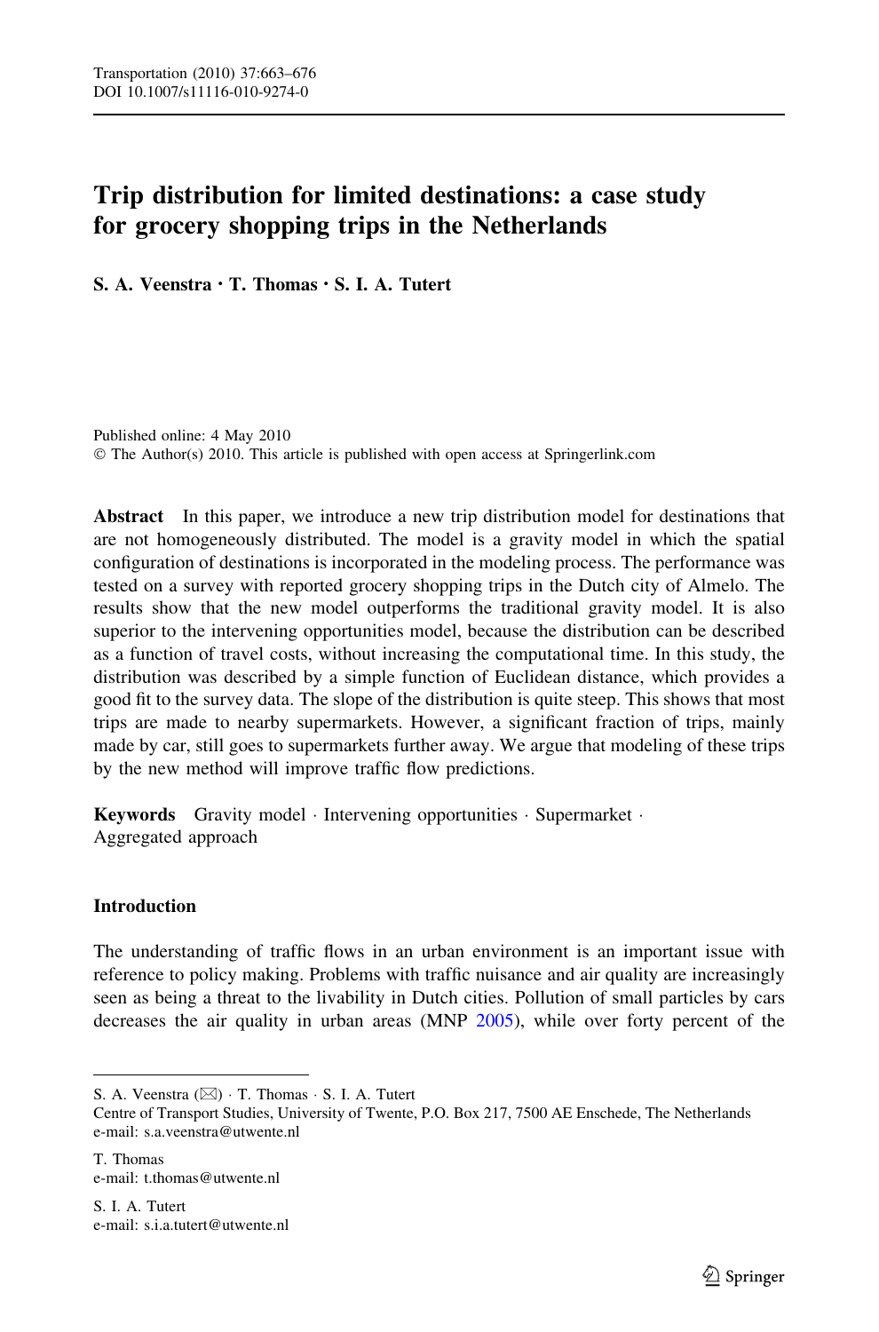# Trip distribution for limited destinations: a case study for grocery shopping trips in the Netherlands

**S. A. Veenstra · T. Thomas · S. I. A. Tutert**

Published online: 4 May 2010
© The Author(s) 2010. This article is published with open access at Springerlink.com

**Abstract** In this paper, we introduce a new trip distribution model for destinations that are not homogeneously distributed. The model is a gravity model in which the spatial configuration of destinations is incorporated in the modeling process. The performance was tested on a survey with reported grocery shopping trips in the Dutch city of Almelo. The results show that the new model outperforms the traditional gravity model. It is also superior to the intervening opportunities model, because the distribution can be described as a function of travel costs, without increasing the computational time. In this study, the distribution was described by a simple function of Euclidean distance, which provides a good fit to the survey data. The slope of the distribution is quite steep. This shows that most trips are made to nearby supermarkets. However, a significant fraction of trips, mainly made by car, still goes to supermarkets further away. We argue that modeling of these trips by the new method will improve traffic flow predictions.

**Keywords** Gravity model · Intervening opportunities · Supermarket · Aggregated approach

## Introduction

The understanding of traffic flows in an urban environment is an important issue with reference to policy making. Problems with traffic nuisance and air quality are increasingly seen as being a threat to the livability in Dutch cities. Pollution of small particles by cars decreases the air quality in urban areas (MNP 2005), while over forty percent of the

---

S. A. Veenstra (✉) · T. Thomas · S. I. A. Tutert
Centre of Transport Studies, University of Twente, P.O. Box 217, 7500 AE Enschede, The Netherlands
e-mail: s.a.veenstra@utwente.nl

T. Thomas
e-mail: t.thomas@utwente.nl

S. I. A. Tutert
e-mail: s.i.a.tutert@utwente.nl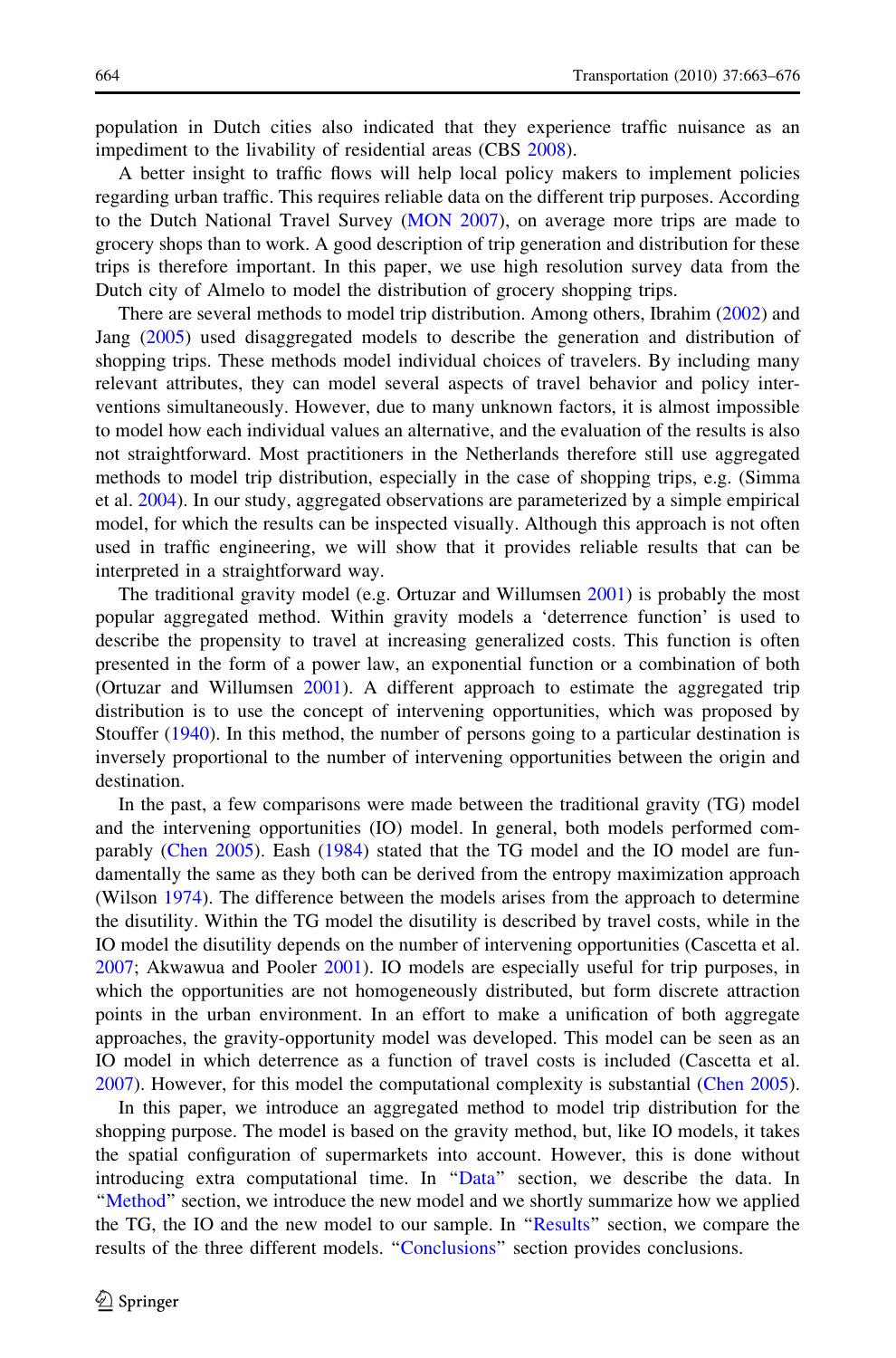population in Dutch cities also indicated that they experience traffic nuisance as an impediment to the livability of residential areas (CBS 2008).

A better insight to traffic flows will help local policy makers to implement policies regarding urban traffic. This requires reliable data on the different trip purposes. According to the Dutch National Travel Survey (MON 2007), on average more trips are made to grocery shops than to work. A good description of trip generation and distribution for these trips is therefore important. In this paper, we use high resolution survey data from the Dutch city of Almelo to model the distribution of grocery shopping trips.

There are several methods to model trip distribution. Among others, Ibrahim (2002) and Jang (2005) used disaggregated models to describe the generation and distribution of shopping trips. These methods model individual choices of travelers. By including many relevant attributes, they can model several aspects of travel behavior and policy interventions simultaneously. However, due to many unknown factors, it is almost impossible to model how each individual values an alternative, and the evaluation of the results is also not straightforward. Most practitioners in the Netherlands therefore still use aggregated methods to model trip distribution, especially in the case of shopping trips, e.g. (Simma et al. 2004). In our study, aggregated observations are parameterized by a simple empirical model, for which the results can be inspected visually. Although this approach is not often used in traffic engineering, we will show that it provides reliable results that can be interpreted in a straightforward way.

The traditional gravity model (e.g. Ortuzar and Willumsen 2001) is probably the most popular aggregated method. Within gravity models a 'deterrence function' is used to describe the propensity to travel at increasing generalized costs. This function is often presented in the form of a power law, an exponential function or a combination of both (Ortuzar and Willumsen 2001). A different approach to estimate the aggregated trip distribution is to use the concept of intervening opportunities, which was proposed by Stouffer (1940). In this method, the number of persons going to a particular destination is inversely proportional to the number of intervening opportunities between the origin and destination.

In the past, a few comparisons were made between the traditional gravity (TG) model and the intervening opportunities (IO) model. In general, both models performed comparably (Chen 2005). Eash (1984) stated that the TG model and the IO model are fundamentally the same as they both can be derived from the entropy maximization approach (Wilson 1974). The difference between the models arises from the approach to determine the disutility. Within the TG model the disutility is described by travel costs, while in the IO model the disutility depends on the number of intervening opportunities (Cascetta et al. 2007; Akwawua and Pooler 2001). IO models are especially useful for trip purposes, in which the opportunities are not homogeneously distributed, but form discrete attraction points in the urban environment. In an effort to make a unification of both aggregate approaches, the gravity-opportunity model was developed. This model can be seen as an IO model in which deterrence as a function of travel costs is included (Cascetta et al. 2007). However, for this model the computational complexity is substantial (Chen 2005).

In this paper, we introduce an aggregated method to model trip distribution for the shopping purpose. The model is based on the gravity method, but, like IO models, it takes the spatial configuration of supermarkets into account. However, this is done without introducing extra computational time. In "Data" section, we describe the data. In "Method" section, we introduce the new model and we shortly summarize how we applied the TG, the IO and the new model to our sample. In "Results" section, we compare the results of the three different models. "Conclusions" section provides conclusions.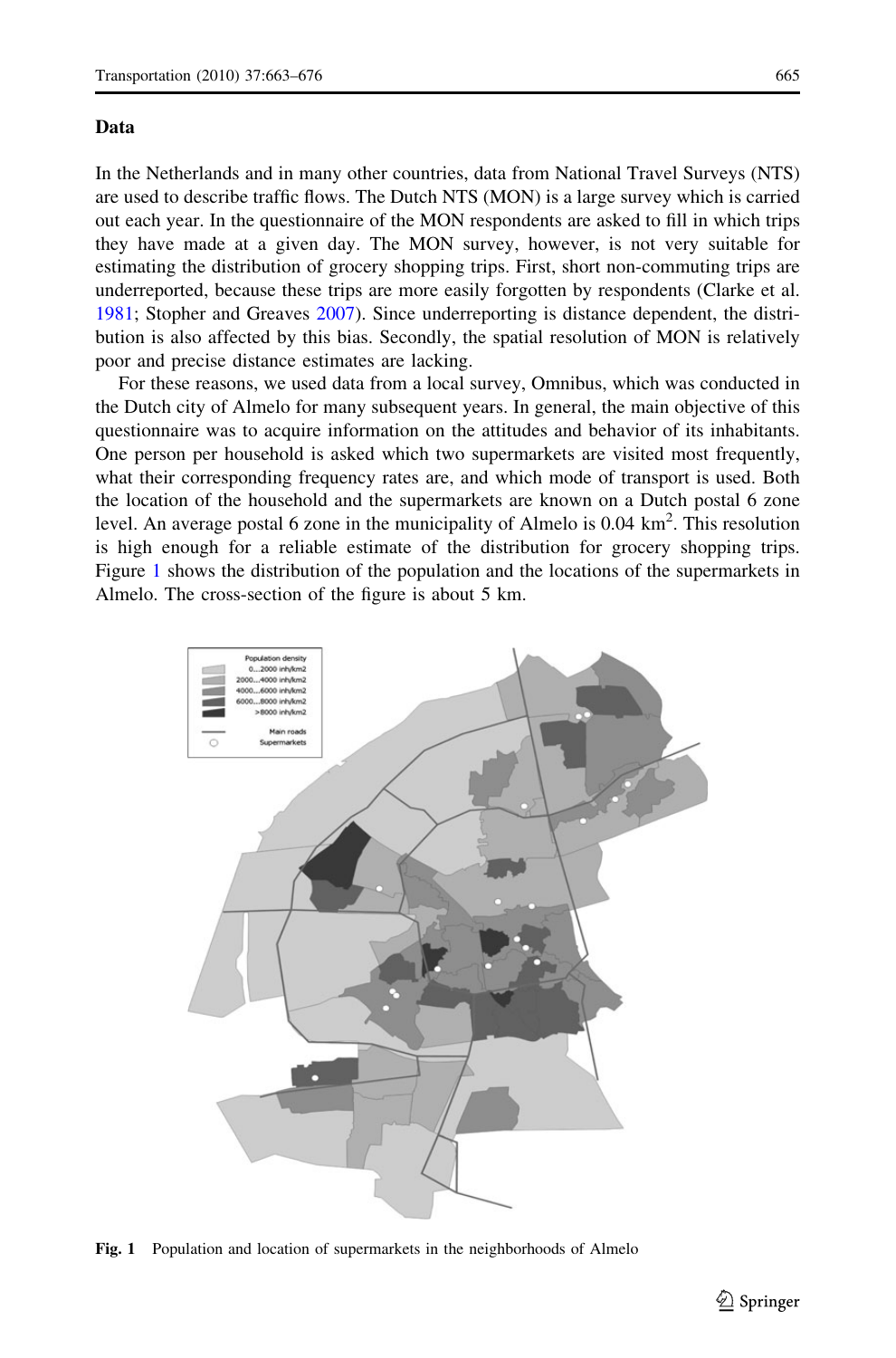## Data

In the Netherlands and in many other countries, data from National Travel Surveys (NTS) are used to describe traffic flows. The Dutch NTS (MON) is a large survey which is carried out each year. In the questionnaire of the MON respondents are asked to fill in which trips they have made at a given day. The MON survey, however, is not very suitable for estimating the distribution of grocery shopping trips. First, short non-commuting trips are underreported, because these trips are more easily forgotten by respondents (Clarke et al. 1981; Stopher and Greaves 2007). Since underreporting is distance dependent, the distribution is also affected by this bias. Secondly, the spatial resolution of MON is relatively poor and precise distance estimates are lacking.

For these reasons, we used data from a local survey, Omnibus, which was conducted in the Dutch city of Almelo for many subsequent years. In general, the main objective of this questionnaire was to acquire information on the attitudes and behavior of its inhabitants. One person per household is asked which two supermarkets are visited most frequently, what their corresponding frequency rates are, and which mode of transport is used. Both the location of the household and the supermarkets are known on a Dutch postal 6 zone level. An average postal 6 zone in the municipality of Almelo is 0.04 km$^2$. This resolution is high enough for a reliable estimate of the distribution for grocery shopping trips. Figure 1 shows the distribution of the population and the locations of the supermarkets in Almelo. The cross-section of the figure is about 5 km.

**Fig. 1** Population and location of supermarkets in the neighborhoods of Almelo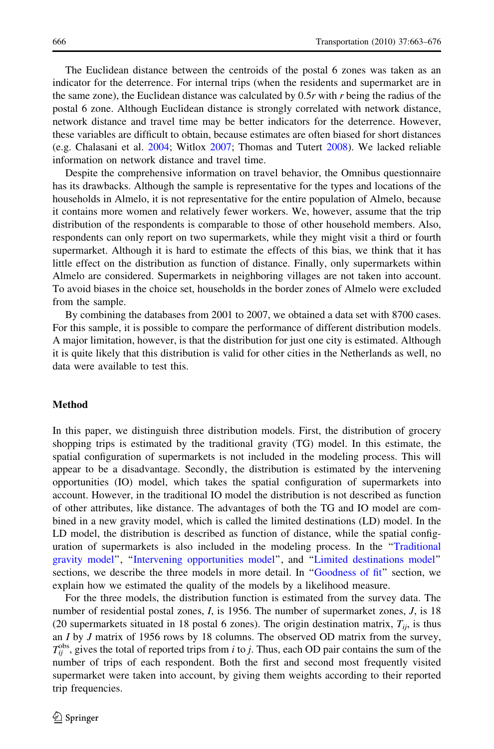The Euclidean distance between the centroids of the postal 6 zones was taken as an indicator for the deterrence. For internal trips (when the residents and supermarket are in the same zone), the Euclidean distance was calculated by $0.5r$ with $r$ being the radius of the postal 6 zone. Although Euclidean distance is strongly correlated with network distance, network distance and travel time may be better indicators for the deterrence. However, these variables are difficult to obtain, because estimates are often biased for short distances (e.g. Chalasani et al. 2004; Witlox 2007; Thomas and Tutert 2008). We lacked reliable information on network distance and travel time.

Despite the comprehensive information on travel behavior, the Omnibus questionnaire has its drawbacks. Although the sample is representative for the types and locations of the households in Almelo, it is not representative for the entire population of Almelo, because it contains more women and relatively fewer workers. We, however, assume that the trip distribution of the respondents is comparable to those of other household members. Also, respondents can only report on two supermarkets, while they might visit a third or fourth supermarket. Although it is hard to estimate the effects of this bias, we think that it has little effect on the distribution as function of distance. Finally, only supermarkets within Almelo are considered. Supermarkets in neighboring villages are not taken into account. To avoid biases in the choice set, households in the border zones of Almelo were excluded from the sample.

By combining the databases from 2001 to 2007, we obtained a data set with 8700 cases. For this sample, it is possible to compare the performance of different distribution models. A major limitation, however, is that the distribution for just one city is estimated. Although it is quite likely that this distribution is valid for other cities in the Netherlands as well, no data were available to test this.

## Method

In this paper, we distinguish three distribution models. First, the distribution of grocery shopping trips is estimated by the traditional gravity (TG) model. In this estimate, the spatial configuration of supermarkets is not included in the modeling process. This will appear to be a disadvantage. Secondly, the distribution is estimated by the intervening opportunities (IO) model, which takes the spatial configuration of supermarkets into account. However, in the traditional IO model the distribution is not described as function of other attributes, like distance. The advantages of both the TG and IO model are combined in a new gravity model, which is called the limited destinations (LD) model. In the LD model, the distribution is described as function of distance, while the spatial configuration of supermarkets is also included in the modeling process. In the "Traditional gravity model", "Intervening opportunities model", and "Limited destinations model" sections, we describe the three models in more detail. In "Goodness of fit" section, we explain how we estimated the quality of the models by a likelihood measure.

For the three models, the distribution function is estimated from the survey data. The number of residential postal zones, $I$, is 1956. The number of supermarket zones, $J$, is 18 (20 supermarkets situated in 18 postal 6 zones). The origin destination matrix, $T_{ij}$, is thus an $I$ by $J$ matrix of 1956 rows by 18 columns. The observed OD matrix from the survey, $T_{ij}^{\text{obs}}$, gives the total of reported trips from $i$ to $j$. Thus, each OD pair contains the sum of the number of trips of each respondent. Both the first and second most frequently visited supermarket were taken into account, by giving them weights according to their reported trip frequencies.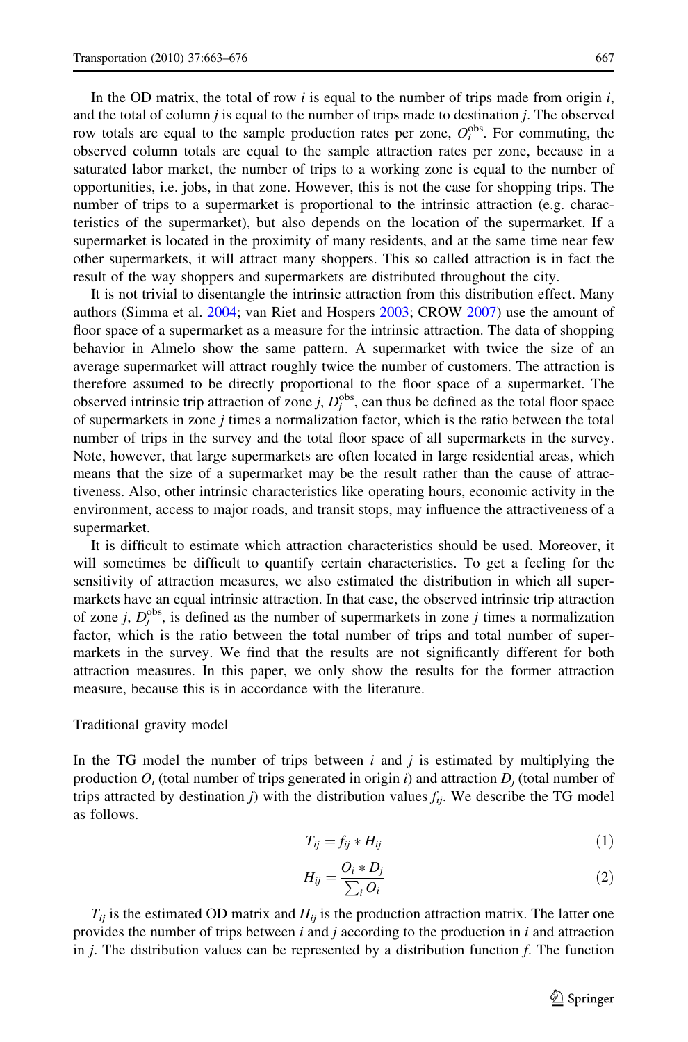In the OD matrix, the total of row $i$ is equal to the number of trips made from origin $i$, and the total of column $j$ is equal to the number of trips made to destination $j$. The observed row totals are equal to the sample production rates per zone, $O_i^{obs}$. For commuting, the observed column totals are equal to the sample attraction rates per zone, because in a saturated labor market, the number of trips to a working zone is equal to the number of opportunities, i.e. jobs, in that zone. However, this is not the case for shopping trips. The number of trips to a supermarket is proportional to the intrinsic attraction (e.g. characteristics of the supermarket), but also depends on the location of the supermarket. If a supermarket is located in the proximity of many residents, and at the same time near few other supermarkets, it will attract many shoppers. This so called attraction is in fact the result of the way shoppers and supermarkets are distributed throughout the city.

It is not trivial to disentangle the intrinsic attraction from this distribution effect. Many authors (Simma et al. 2004; van Riet and Hospers 2003; CROW 2007) use the amount of floor space of a supermarket as a measure for the intrinsic attraction. The data of shopping behavior in Almelo show the same pattern. A supermarket with twice the size of an average supermarket will attract roughly twice the number of customers. The attraction is therefore assumed to be directly proportional to the floor space of a supermarket. The observed intrinsic trip attraction of zone $j$, $D_j^{obs}$, can thus be defined as the total floor space of supermarkets in zone $j$ times a normalization factor, which is the ratio between the total number of trips in the survey and the total floor space of all supermarkets in the survey. Note, however, that large supermarkets are often located in large residential areas, which means that the size of a supermarket may be the result rather than the cause of attractiveness. Also, other intrinsic characteristics like operating hours, economic activity in the environment, access to major roads, and transit stops, may influence the attractiveness of a supermarket.

It is difficult to estimate which attraction characteristics should be used. Moreover, it will sometimes be difficult to quantify certain characteristics. To get a feeling for the sensitivity of attraction measures, we also estimated the distribution in which all supermarkets have an equal intrinsic attraction. In that case, the observed intrinsic trip attraction of zone $j$, $D_j^{obs}$, is defined as the number of supermarkets in zone $j$ times a normalization factor, which is the ratio between the total number of trips and total number of supermarkets in the survey. We find that the results are not significantly different for both attraction measures. In this paper, we only show the results for the former attraction measure, because this is in accordance with the literature.

## Traditional gravity model

In the TG model the number of trips between $i$ and $j$ is estimated by multiplying the production $O_i$ (total number of trips generated in origin $i$) and attraction $D_j$ (total number of trips attracted by destination $j$) with the distribution values $f_{ij}$. We describe the TG model as follows.

$$T_{ij} = f_{ij} * H_{ij} \tag{1}$$

$$H_{ij} = \frac{O_i * D_j}{\sum_i O_i} \tag{2}$$

$T_{ij}$ is the estimated OD matrix and $H_{ij}$ is the production attraction matrix. The latter one provides the number of trips between $i$ and $j$ according to the production in $i$ and attraction in $j$. The distribution values can be represented by a distribution function $f$. The function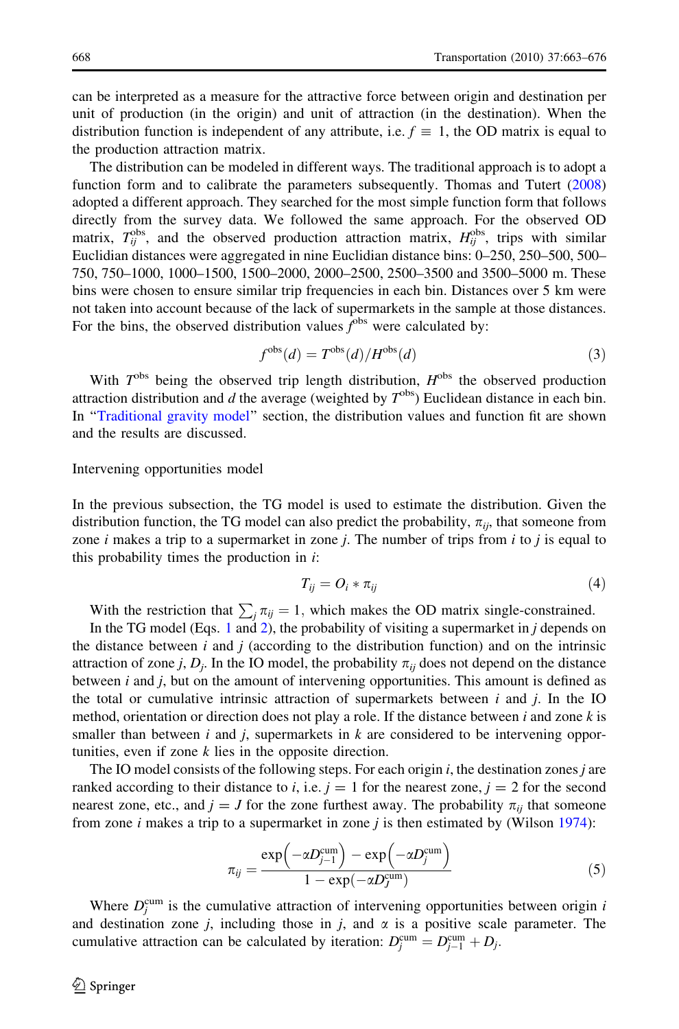can be interpreted as a measure for the attractive force between origin and destination per unit of production (in the origin) and unit of attraction (in the destination). When the distribution function is independent of any attribute, i.e. $f \equiv 1$, the OD matrix is equal to the production attraction matrix.

The distribution can be modeled in different ways. The traditional approach is to adopt a function form and to calibrate the parameters subsequently. Thomas and Tutert (2008) adopted a different approach. They searched for the most simple function form that follows directly from the survey data. We followed the same approach. For the observed OD matrix, $T_{ij}^{\text{obs}}$, and the observed production attraction matrix, $H_{ij}^{\text{obs}}$, trips with similar Euclidian distances were aggregated in nine Euclidian distance bins: 0–250, 250–500, 500–750, 750–1000, 1000–1500, 1500–2000, 2000–2500, 2500–3500 and 3500–5000 m. These bins were chosen to ensure similar trip frequencies in each bin. Distances over 5 km were not taken into account because of the lack of supermarkets in the sample at those distances. For the bins, the observed distribution values $f^{\text{obs}}$ were calculated by:

$$f^{\text{obs}}(d) = T^{\text{obs}}(d)/H^{\text{obs}}(d) \tag{3}$$

With $T^{\text{obs}}$ being the observed trip length distribution, $H^{\text{obs}}$ the observed production attraction distribution and $d$ the average (weighted by $T^{\text{obs}}$) Euclidean distance in each bin. In "Traditional gravity model" section, the distribution values and function fit are shown and the results are discussed.

### Intervening opportunities model

In the previous subsection, the TG model is used to estimate the distribution. Given the distribution function, the TG model can also predict the probability, $\pi_{ij}$, that someone from zone $i$ makes a trip to a supermarket in zone $j$. The number of trips from $i$ to $j$ is equal to this probability times the production in $i$:

$$T_{ij} = O_i * \pi_{ij} \tag{4}$$

With the restriction that $\sum_j \pi_{ij} = 1$, which makes the OD matrix single-constrained.

In the TG model (Eqs. 1 and 2), the probability of visiting a supermarket in $j$ depends on the distance between $i$ and $j$ (according to the distribution function) and on the intrinsic attraction of zone $j$, $D_j$. In the IO model, the probability $\pi_{ij}$ does not depend on the distance between $i$ and $j$, but on the amount of intervening opportunities. This amount is defined as the total or cumulative intrinsic attraction of supermarkets between $i$ and $j$. In the IO method, orientation or direction does not play a role. If the distance between $i$ and zone $k$ is smaller than between $i$ and $j$, supermarkets in $k$ are considered to be intervening opportunities, even if zone $k$ lies in the opposite direction.

The IO model consists of the following steps. For each origin $i$, the destination zones $j$ are ranked according to their distance to $i$, i.e. $j = 1$ for the nearest zone, $j = 2$ for the second nearest zone, etc., and $j = J$ for the zone furthest away. The probability $\pi_{ij}$ that someone from zone $i$ makes a trip to a supermarket in zone $j$ is then estimated by (Wilson 1974):

$$\pi_{ij} = \frac{\exp\left(-\alpha D_{j-1}^{\text{cum}}\right) - \exp\left(-\alpha D_j^{\text{cum}}\right)}{1 - \exp\left(-\alpha D_J^{\text{cum}}\right)} \tag{5}$$

Where $D_j^{\text{cum}}$ is the cumulative attraction of intervening opportunities between origin $i$ and destination zone $j$, including those in $j$, and $\alpha$ is a positive scale parameter. The cumulative attraction can be calculated by iteration: $D_j^{\text{cum}} = D_{j-1}^{\text{cum}} + D_j$.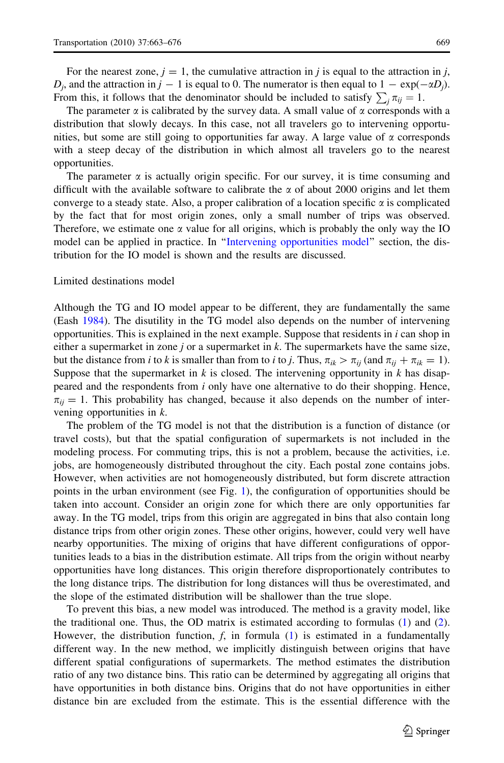For the nearest zone, $j = 1$, the cumulative attraction in $j$ is equal to the attraction in $j$, $D_j$, and the attraction in $j - 1$ is equal to 0. The numerator is then equal to $1 - \exp(-\alpha D_j)$. From this, it follows that the denominator should be included to satisfy $\sum_j \pi_{ij} = 1$.

The parameter $\alpha$ is calibrated by the survey data. A small value of $\alpha$ corresponds with a distribution that slowly decays. In this case, not all travelers go to intervening opportunities, but some are still going to opportunities far away. A large value of $\alpha$ corresponds with a steep decay of the distribution in which almost all travelers go to the nearest opportunities.

The parameter $\alpha$ is actually origin specific. For our survey, it is time consuming and difficult with the available software to calibrate the $\alpha$ of about 2000 origins and let them converge to a steady state. Also, a proper calibration of a location specific $\alpha$ is complicated by the fact that for most origin zones, only a small number of trips was observed. Therefore, we estimate one $\alpha$ value for all origins, which is probably the only way the IO model can be applied in practice. In "Intervening opportunities model" section, the distribution for the IO model is shown and the results are discussed.

## Limited destinations model

Although the TG and IO model appear to be different, they are fundamentally the same (Eash 1984). The disutility in the TG model also depends on the number of intervening opportunities. This is explained in the next example. Suppose that residents in $i$ can shop in either a supermarket in zone $j$ or a supermarket in $k$. The supermarkets have the same size, but the distance from $i$ to $k$ is smaller than from to $i$ to $j$. Thus, $\pi_{ik} > \pi_{ij}$ (and $\pi_{ij} + \pi_{ik} = 1$). Suppose that the supermarket in $k$ is closed. The intervening opportunity in $k$ has disappeared and the respondents from $i$ only have one alternative to do their shopping. Hence, $\pi_{ij} = 1$. This probability has changed, because it also depends on the number of intervening opportunities in $k$.

The problem of the TG model is not that the distribution is a function of distance (or travel costs), but that the spatial configuration of supermarkets is not included in the modeling process. For commuting trips, this is not a problem, because the activities, i.e. jobs, are homogeneously distributed throughout the city. Each postal zone contains jobs. However, when activities are not homogeneously distributed, but form discrete attraction points in the urban environment (see Fig. 1), the configuration of opportunities should be taken into account. Consider an origin zone for which there are only opportunities far away. In the TG model, trips from this origin are aggregated in bins that also contain long distance trips from other origin zones. These other origins, however, could very well have nearby opportunities. The mixing of origins that have different configurations of opportunities leads to a bias in the distribution estimate. All trips from the origin without nearby opportunities have long distances. This origin therefore disproportionately contributes to the long distance trips. The distribution for long distances will thus be overestimated, and the slope of the estimated distribution will be shallower than the true slope.

To prevent this bias, a new model was introduced. The method is a gravity model, like the traditional one. Thus, the OD matrix is estimated according to formulas (1) and (2). However, the distribution function, $f$, in formula (1) is estimated in a fundamentally different way. In the new method, we implicitly distinguish between origins that have different spatial configurations of supermarkets. The method estimates the distribution ratio of any two distance bins. This ratio can be determined by aggregating all origins that have opportunities in both distance bins. Origins that do not have opportunities in either distance bin are excluded from the estimate. This is the essential difference with the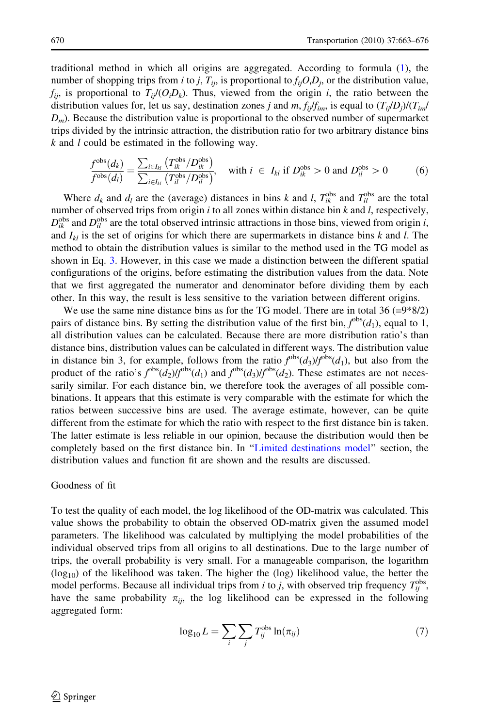traditional method in which all origins are aggregated. According to formula (1), the number of shopping trips from $i$ to $j$, $T_{ij}$, is proportional to $f_{ij}O_iD_j$, or the distribution value, $f_{ij}$, is proportional to $T_{ij}/(O_iD_k)$. Thus, viewed from the origin $i$, the ratio between the distribution values for, let us say, destination zones $j$ and $m$, $f_{ij}/f_{im}$, is equal to $(T_{ij}/D_j)/(T_{im}/D_m)$. Because the distribution value is proportional to the observed number of supermarket trips divided by the intrinsic attraction, the distribution ratio for two arbitrary distance bins $k$ and $l$ could be estimated in the following way.

$$\frac{f^{\text{obs}}(d_k)}{f^{\text{obs}}(d_l)} = \frac{\sum_{i \in I_{kl}} \left(T_{ik}^{\text{obs}}/D_{ik}^{\text{obs}}\right)}{\sum_{i \in I_{kl}} \left(T_{il}^{\text{obs}}/D_{il}^{\text{obs}}\right)}, \quad \text{with } i \in I_{kl} \text{ if } D_{ik}^{\text{obs}} > 0 \text{ and } D_{il}^{\text{obs}} > 0 \tag{6}$$

Where $d_k$ and $d_l$ are the (average) distances in bins $k$ and $l$, $T_{ik}^{\text{obs}}$ and $T_{il}^{\text{obs}}$ are the total number of observed trips from origin $i$ to all zones within distance bin $k$ and $l$, respectively, $D_{ik}^{\text{obs}}$ and $D_{il}^{\text{obs}}$ are the total observed intrinsic attractions in those bins, viewed from origin $i$, and $I_{kl}$ is the set of origins for which there are supermarkets in distance bins $k$ and $l$. The method to obtain the distribution values is similar to the method used in the TG model as shown in Eq. 3. However, in this case we made a distinction between the different spatial configurations of the origins, before estimating the distribution values from the data. Note that we first aggregated the numerator and denominator before dividing them by each other. In this way, the result is less sensitive to the variation between different origins.

We use the same nine distance bins as for the TG model. There are in total 36 (=9*8/2) pairs of distance bins. By setting the distribution value of the first bin, $f^{\text{obs}}(d_1)$, equal to 1, all distribution values can be calculated. Because there are more distribution ratio's than distance bins, distribution values can be calculated in different ways. The distribution value in distance bin 3, for example, follows from the ratio $f^{\text{obs}}(d_3)/f^{\text{obs}}(d_1)$, but also from the product of the ratio's $f^{\text{obs}}(d_2)/f^{\text{obs}}(d_1)$ and $f^{\text{obs}}(d_3)/f^{\text{obs}}(d_2)$. These estimates are not necessarily similar. For each distance bin, we therefore took the averages of all possible combinations. It appears that this estimate is very comparable with the estimate for which the ratios between successive bins are used. The average estimate, however, can be quite different from the estimate for which the ratio with respect to the first distance bin is taken. The latter estimate is less reliable in our opinion, because the distribution would then be completely based on the first distance bin. In "Limited destinations model" section, the distribution values and function fit are shown and the results are discussed.

## Goodness of fit

To test the quality of each model, the log likelihood of the OD-matrix was calculated. This value shows the probability to obtain the observed OD-matrix given the assumed model parameters. The likelihood was calculated by multiplying the model probabilities of the individual observed trips from all origins to all destinations. Due to the large number of trips, the overall probability is very small. For a manageable comparison, the logarithm ($\log_{10}$) of the likelihood was taken. The higher the (log) likelihood value, the better the model performs. Because all individual trips from $i$ to $j$, with observed trip frequency $T_{ij}^{\text{obs}}$, have the same probability $\pi_{ij}$, the log likelihood can be expressed in the following aggregated form:

$$\log_{10} L = \sum_i \sum_j T_{ij}^{\text{obs}} \ln(\pi_{ij}) \tag{7}$$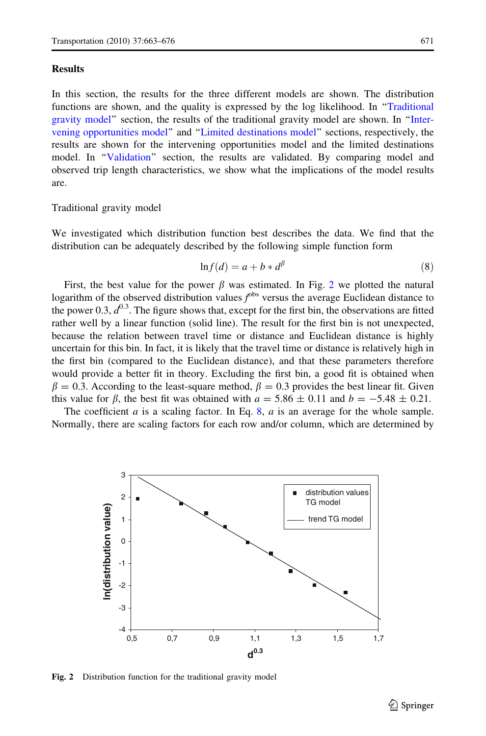## Results

In this section, the results for the three different models are shown. The distribution functions are shown, and the quality is expressed by the log likelihood. In "Traditional gravity model" section, the results of the traditional gravity model are shown. In "Intervening opportunities model" and "Limited destinations model" sections, respectively, the results are shown for the intervening opportunities model and the limited destinations model. In "Validation" section, the results are validated. By comparing model and observed trip length characteristics, we show what the implications of the model results are.

### Traditional gravity model

We investigated which distribution function best describes the data. We find that the distribution can be adequately described by the following simple function form

$$\ln f(d) = a + b * d^{\beta} \tag{8}$$

First, the best value for the power $\beta$ was estimated. In Fig. 2 we plotted the natural logarithm of the observed distribution values $f^{obs}$ versus the average Euclidean distance to the power 0.3, $d^{0.3}$. The figure shows that, except for the first bin, the observations are fitted rather well by a linear function (solid line). The result for the first bin is not unexpected, because the relation between travel time or distance and Euclidean distance is highly uncertain for this bin. In fact, it is likely that the travel time or distance is relatively high in the first bin (compared to the Euclidean distance), and that these parameters therefore would provide a better fit in theory. Excluding the first bin, a good fit is obtained when $\beta = 0.3$. According to the least-square method, $\beta = 0.3$ provides the best linear fit. Given this value for $\beta$, the best fit was obtained with $a = 5.86 \pm 0.11$ and $b = -5.48 \pm 0.21$.

The coefficient $a$ is a scaling factor. In Eq. 8, $a$ is an average for the whole sample. Normally, there are scaling factors for each row and/or column, which are determined by

**Fig. 2** Distribution function for the traditional gravity model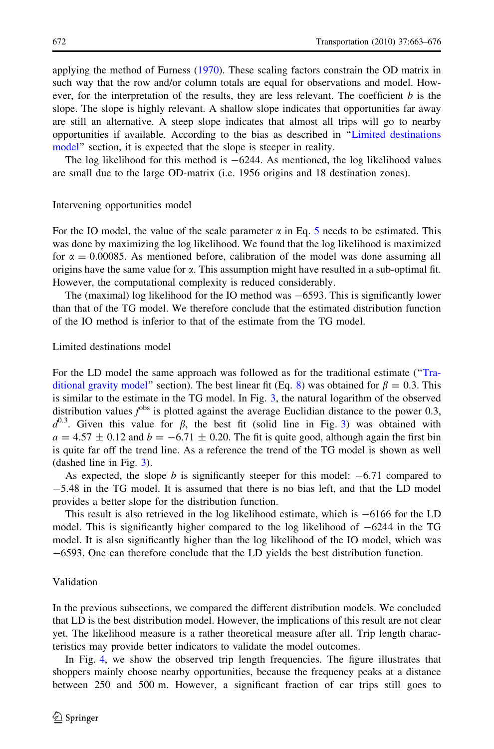applying the method of Furness (1970). These scaling factors constrain the OD matrix in such way that the row and/or column totals are equal for observations and model. However, for the interpretation of the results, they are less relevant. The coefficient $b$ is the slope. The slope is highly relevant. A shallow slope indicates that opportunities far away are still an alternative. A steep slope indicates that almost all trips will go to nearby opportunities if available. According to the bias as described in "Limited destinations model" section, it is expected that the slope is steeper in reality.

The log likelihood for this method is −6244. As mentioned, the log likelihood values are small due to the large OD-matrix (i.e. 1956 origins and 18 destination zones).

### Intervening opportunities model

For the IO model, the value of the scale parameter $\alpha$ in Eq. 5 needs to be estimated. This was done by maximizing the log likelihood. We found that the log likelihood is maximized for $\alpha = 0.00085$. As mentioned before, calibration of the model was done assuming all origins have the same value for $\alpha$. This assumption might have resulted in a sub-optimal fit. However, the computational complexity is reduced considerably.

The (maximal) log likelihood for the IO method was −6593. This is significantly lower than that of the TG model. We therefore conclude that the estimated distribution function of the IO method is inferior to that of the estimate from the TG model.

### Limited destinations model

For the LD model the same approach was followed as for the traditional estimate ("Traditional gravity model" section). The best linear fit (Eq. 8) was obtained for $\beta = 0.3$. This is similar to the estimate in the TG model. In Fig. 3, the natural logarithm of the observed distribution values $f^{obs}$ is plotted against the average Euclidian distance to the power 0.3, $d^{0.3}$. Given this value for $\beta$, the best fit (solid line in Fig. 3) was obtained with $a = 4.57 \pm 0.12$ and $b = -6.71 \pm 0.20$. The fit is quite good, although again the first bin is quite far off the trend line. As a reference the trend of the TG model is shown as well (dashed line in Fig. 3).

As expected, the slope $b$ is significantly steeper for this model: −6.71 compared to −5.48 in the TG model. It is assumed that there is no bias left, and that the LD model provides a better slope for the distribution function.

This result is also retrieved in the log likelihood estimate, which is −6166 for the LD model. This is significantly higher compared to the log likelihood of −6244 in the TG model. It is also significantly higher than the log likelihood of the IO model, which was −6593. One can therefore conclude that the LD yields the best distribution function.

### Validation

In the previous subsections, we compared the different distribution models. We concluded that LD is the best distribution model. However, the implications of this result are not clear yet. The likelihood measure is a rather theoretical measure after all. Trip length characteristics may provide better indicators to validate the model outcomes.

In Fig. 4, we show the observed trip length frequencies. The figure illustrates that shoppers mainly choose nearby opportunities, because the frequency peaks at a distance between 250 and 500 m. However, a significant fraction of car trips still goes to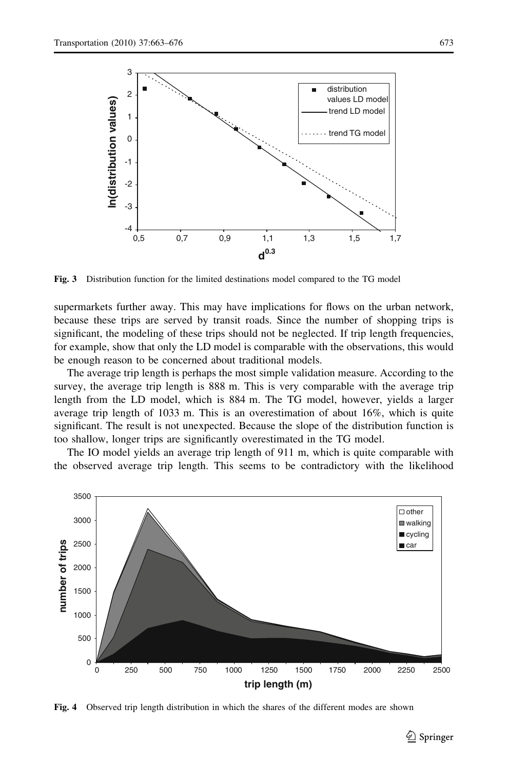Fig. 3 Distribution function for the limited destinations model compared to the TG model

supermarkets further away. This may have implications for flows on the urban network, because these trips are served by transit roads. Since the number of shopping trips is significant, the modeling of these trips should not be neglected. If trip length frequencies, for example, show that only the LD model is comparable with the observations, this would be enough reason to be concerned about traditional models.

The average trip length is perhaps the most simple validation measure. According to the survey, the average trip length is 888 m. This is very comparable with the average trip length from the LD model, which is 884 m. The TG model, however, yields a larger average trip length of 1033 m. This is an overestimation of about 16%, which is quite significant. The result is not unexpected. Because the slope of the distribution function is too shallow, longer trips are significantly overestimated in the TG model.

The IO model yields an average trip length of 911 m, which is quite comparable with the observed average trip length. This seems to be contradictory with the likelihood

Fig. 4 Observed trip length distribution in which the shares of the different modes are shown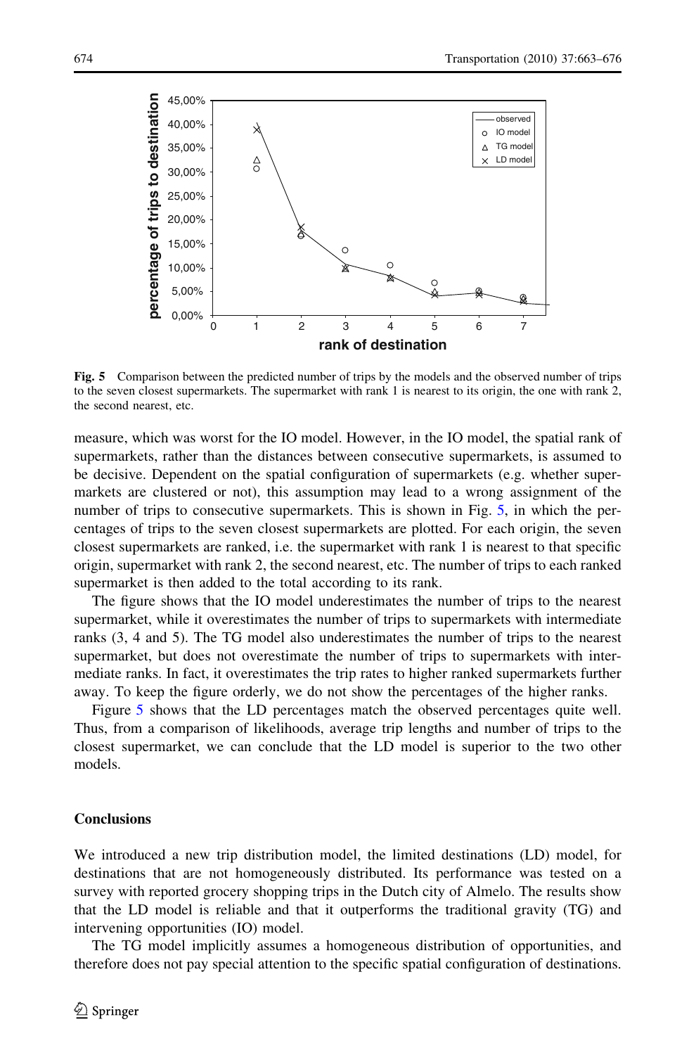Fig. 5 Comparison between the predicted number of trips by the models and the observed number of trips to the seven closest supermarkets. The supermarket with rank 1 is nearest to its origin, the one with rank 2, the second nearest, etc.

measure, which was worst for the IO model. However, in the IO model, the spatial rank of supermarkets, rather than the distances between consecutive supermarkets, is assumed to be decisive. Dependent on the spatial configuration of supermarkets (e.g. whether supermarkets are clustered or not), this assumption may lead to a wrong assignment of the number of trips to consecutive supermarkets. This is shown in Fig. 5, in which the percentages of trips to the seven closest supermarkets are plotted. For each origin, the seven closest supermarkets are ranked, i.e. the supermarket with rank 1 is nearest to that specific origin, supermarket with rank 2, the second nearest, etc. The number of trips to each ranked supermarket is then added to the total according to its rank.

The figure shows that the IO model underestimates the number of trips to the nearest supermarket, while it overestimates the number of trips to supermarkets with intermediate ranks (3, 4 and 5). The TG model also underestimates the number of trips to the nearest supermarket, but does not overestimate the number of trips to supermarkets with intermediate ranks. In fact, it overestimates the trip rates to higher ranked supermarkets further away. To keep the figure orderly, we do not show the percentages of the higher ranks.

Figure 5 shows that the LD percentages match the observed percentages quite well. Thus, from a comparison of likelihoods, average trip lengths and number of trips to the closest supermarket, we can conclude that the LD model is superior to the two other models.

## Conclusions

We introduced a new trip distribution model, the limited destinations (LD) model, for destinations that are not homogeneously distributed. Its performance was tested on a survey with reported grocery shopping trips in the Dutch city of Almelo. The results show that the LD model is reliable and that it outperforms the traditional gravity (TG) and intervening opportunities (IO) model.

The TG model implicitly assumes a homogeneous distribution of opportunities, and therefore does not pay special attention to the specific spatial configuration of destinations.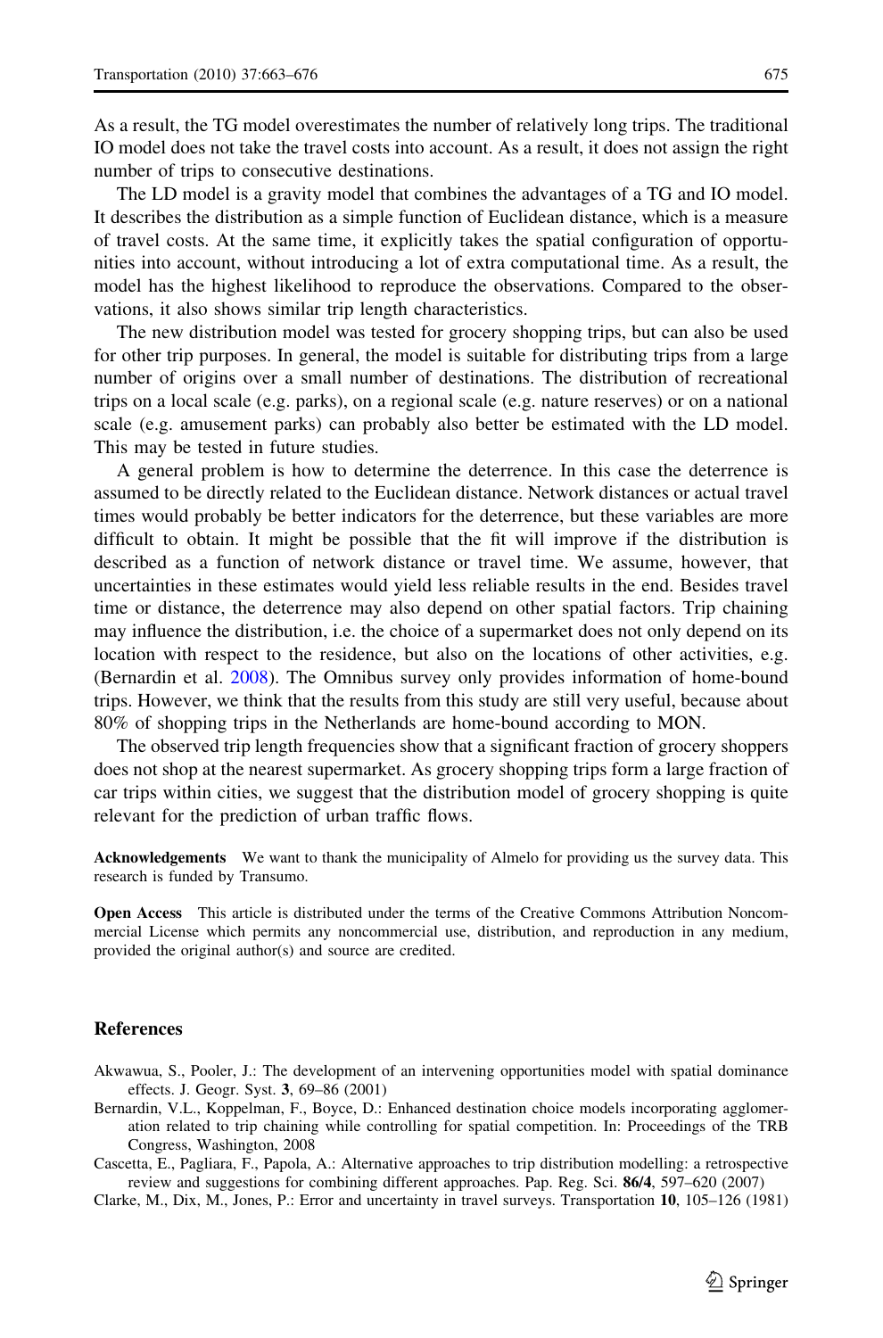As a result, the TG model overestimates the number of relatively long trips. The traditional IO model does not take the travel costs into account. As a result, it does not assign the right number of trips to consecutive destinations.

The LD model is a gravity model that combines the advantages of a TG and IO model. It describes the distribution as a simple function of Euclidean distance, which is a measure of travel costs. At the same time, it explicitly takes the spatial configuration of opportunities into account, without introducing a lot of extra computational time. As a result, the model has the highest likelihood to reproduce the observations. Compared to the observations, it also shows similar trip length characteristics.

The new distribution model was tested for grocery shopping trips, but can also be used for other trip purposes. In general, the model is suitable for distributing trips from a large number of origins over a small number of destinations. The distribution of recreational trips on a local scale (e.g. parks), on a regional scale (e.g. nature reserves) or on a national scale (e.g. amusement parks) can probably also better be estimated with the LD model. This may be tested in future studies.

A general problem is how to determine the deterrence. In this case the deterrence is assumed to be directly related to the Euclidean distance. Network distances or actual travel times would probably be better indicators for the deterrence, but these variables are more difficult to obtain. It might be possible that the fit will improve if the distribution is described as a function of network distance or travel time. We assume, however, that uncertainties in these estimates would yield less reliable results in the end. Besides travel time or distance, the deterrence may also depend on other spatial factors. Trip chaining may influence the distribution, i.e. the choice of a supermarket does not only depend on its location with respect to the residence, but also on the locations of other activities, e.g. (Bernardin et al. 2008). The Omnibus survey only provides information of home-bound trips. However, we think that the results from this study are still very useful, because about 80% of shopping trips in the Netherlands are home-bound according to MON.

The observed trip length frequencies show that a significant fraction of grocery shoppers does not shop at the nearest supermarket. As grocery shopping trips form a large fraction of car trips within cities, we suggest that the distribution model of grocery shopping is quite relevant for the prediction of urban traffic flows.

**Acknowledgements** We want to thank the municipality of Almelo for providing us the survey data. This research is funded by Transumo.

**Open Access** This article is distributed under the terms of the Creative Commons Attribution Noncommercial License which permits any noncommercial use, distribution, and reproduction in any medium, provided the original author(s) and source are credited.

## References

Akwawua, S., Pooler, J.: The development of an intervening opportunities model with spatial dominance effects. J. Geogr. Syst. **3**, 69–86 (2001)

Bernardin, V.L., Koppelman, F., Boyce, D.: Enhanced destination choice models incorporating agglomeration related to trip chaining while controlling for spatial competition. In: Proceedings of the TRB Congress, Washington, 2008

Cascetta, E., Pagliara, F., Papola, A.: Alternative approaches to trip distribution modelling: a retrospective review and suggestions for combining different approaches. Pap. Reg. Sci. **86/4**, 597–620 (2007)

Clarke, M., Dix, M., Jones, P.: Error and uncertainty in travel surveys. Transportation **10**, 105–126 (1981)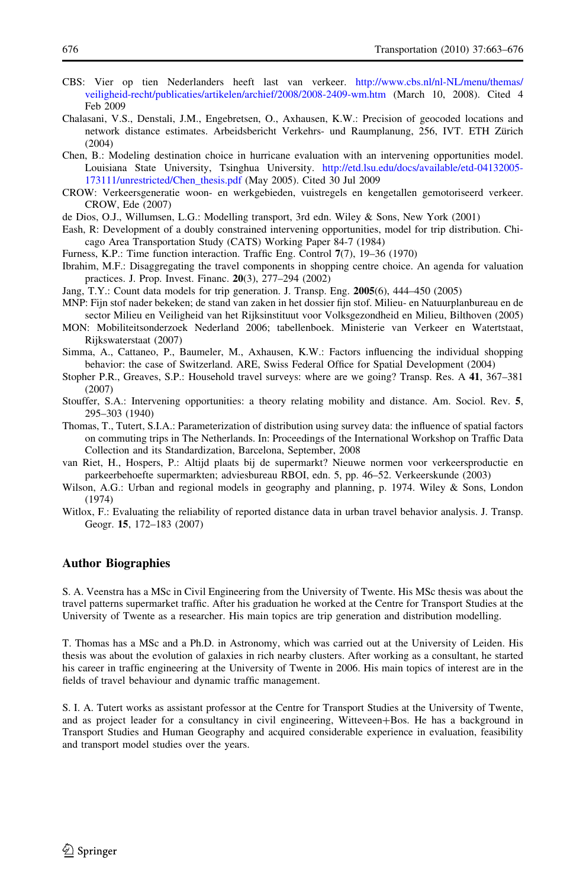CBS: Vier op tien Nederlanders heeft last van verkeer. http://www.cbs.nl/nl-NL/menu/themas/veiligheid-recht/publicaties/artikelen/archief/2008/2008-2409-wm.htm (March 10, 2008). Cited 4 Feb 2009

Chalasani, V.S., Denstali, J.M., Engebretsen, O., Axhausen, K.W.: Precision of geocoded locations and network distance estimates. Arbeitsbericht Verkehrs- und Raumplanung, 256, IVT. ETH Zürich (2004)

Chen, B.: Modeling destination choice in hurricane evaluation with an intervening opportunities model. Louisiana State University, Tsinghua University. http://etd.lsu.edu/docs/available/etd-04132005-173111/unrestricted/Chen_thesis.pdf (May 2005). Cited 30 Jul 2009

CROW: Verkeersgeneratie woon- en werkgebieden, vuistregels en kengetallen gemotoriseerd verkeer. CROW, Ede (2007)

de Dios, O.J., Willumsen, L.G.: Modelling transport, 3rd edn. Wiley & Sons, New York (2001)

Eash, R: Development of a doubly constrained intervening opportunities, model for trip distribution. Chicago Area Transportation Study (CATS) Working Paper 84-7 (1984)

Furness, K.P.: Time function interaction. Traffic Eng. Control **7**(7), 19–36 (1970)

Ibrahim, M.F.: Disaggregating the travel components in shopping centre choice. An agenda for valuation practices. J. Prop. Invest. Financ. **20**(3), 277–294 (2002)

Jang, T.Y.: Count data models for trip generation. J. Transp. Eng. **2005**(6), 444–450 (2005)

MNP: Fijn stof nader bekeken; de stand van zaken in het dossier fijn stof. Milieu- en Natuurplanbureau en de sector Milieu en Veiligheid van het Rijksinstituut voor Volksgezondheid en Milieu, Bilthoven (2005)

MON: Mobiliteitsonderzoek Nederland 2006; tabellenboek. Ministerie van Verkeer en Watertstaat, Rijkswaterstaat (2007)

Simma, A., Cattaneo, P., Baumeler, M., Axhausen, K.W.: Factors influencing the individual shopping behavior: the case of Switzerland. ARE, Swiss Federal Office for Spatial Development (2004)

Stopher P.R., Greaves, S.P.: Household travel surveys: where are we going? Transp. Res. A **41**, 367–381 (2007)

Stouffer, S.A.: Intervening opportunities: a theory relating mobility and distance. Am. Sociol. Rev. **5**, 295–303 (1940)

Thomas, T., Tutert, S.I.A.: Parameterization of distribution using survey data: the influence of spatial factors on commuting trips in The Netherlands. In: Proceedings of the International Workshop on Traffic Data Collection and its Standardization, Barcelona, September, 2008

van Riet, H., Hospers, P.: Altijd plaats bij de supermarkt? Nieuwe normen voor verkeersproductie en parkeerbehoefte supermarkten; adviesbureau RBOI, edn. 5, pp. 46–52. Verkeerskunde (2003)

Wilson, A.G.: Urban and regional models in geography and planning, p. 1974. Wiley & Sons, London (1974)

Witlox, F.: Evaluating the reliability of reported distance data in urban travel behavior analysis. J. Transp. Geogr. **15**, 172–183 (2007)

## Author Biographies

S. A. Veenstra has a MSc in Civil Engineering from the University of Twente. His MSc thesis was about the travel patterns supermarket traffic. After his graduation he worked at the Centre for Transport Studies at the University of Twente as a researcher. His main topics are trip generation and distribution modelling.

T. Thomas has a MSc and a Ph.D. in Astronomy, which was carried out at the University of Leiden. His thesis was about the evolution of galaxies in rich nearby clusters. After working as a consultant, he started his career in traffic engineering at the University of Twente in 2006. His main topics of interest are in the fields of travel behaviour and dynamic traffic management.

S. I. A. Tutert works as assistant professor at the Centre for Transport Studies at the University of Twente, and as project leader for a consultancy in civil engineering, Witteveen+Bos. He has a background in Transport Studies and Human Geography and acquired considerable experience in evaluation, feasibility and transport model studies over the years.